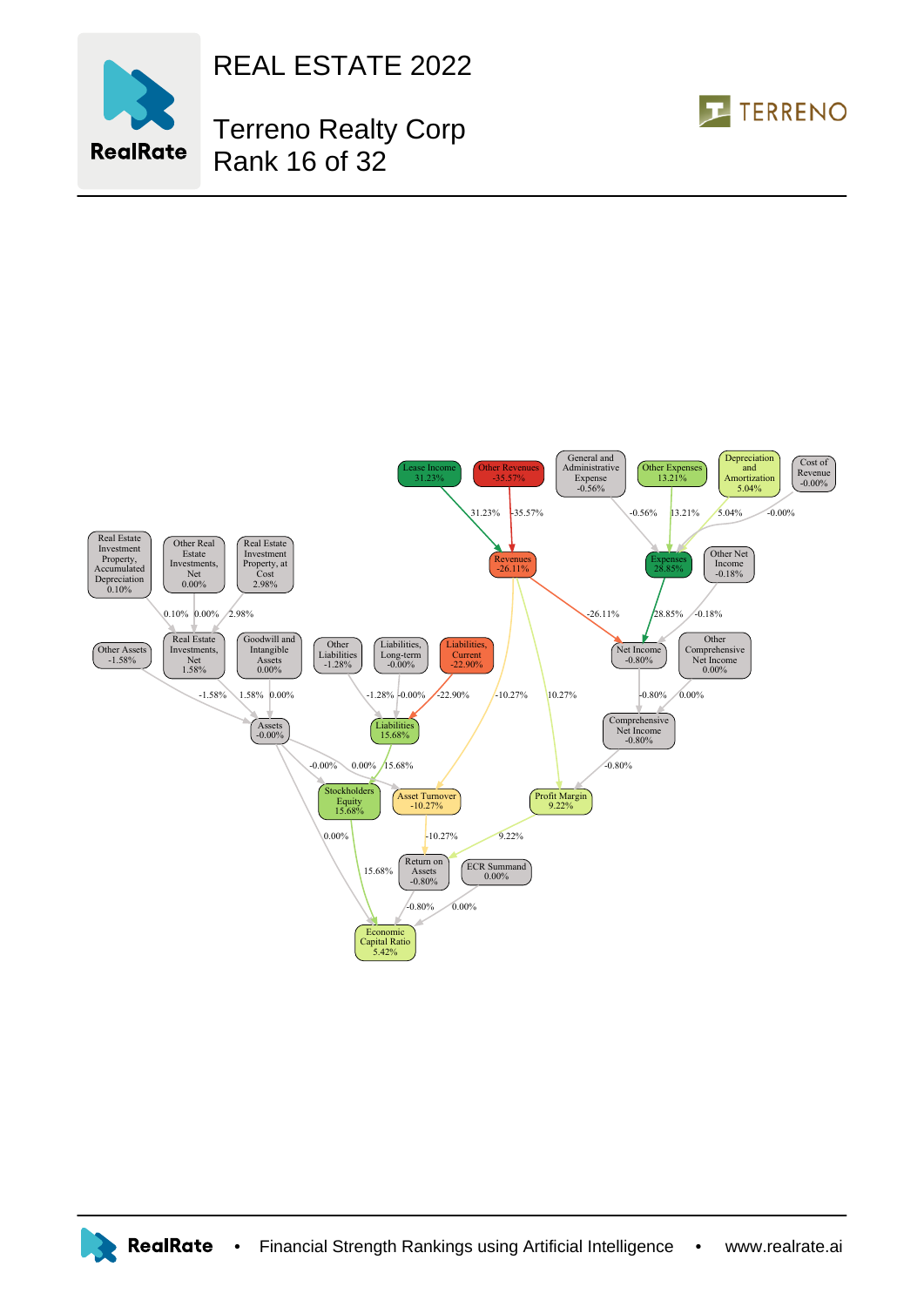# REAL ESTATE 2022

## Terreno Realty Corp
## Rank 16 of 32

Lease Income 31.23%

Other Revenues -35.57%

General and Administrative Expense -0.56%

Other Expenses 13.21%

Depreciation and Amortization 5.04%

Cost of Revenue -0.00%

Revenues -26.11%

Expenses 28.85%

Other Net Income -0.18%

Real Estate Investment Property, Accumulated Depreciation 0.10%

Other Real Estate Investments, Net 0.00%

Real Estate Investment Property, at Cost 2.98%

Real Estate Investments, Net 1.58%

Other Assets -1.58%

Goodwill and Intangible Assets 0.00%

Other Liabilities -1.28%

Liabilities, Long-term -0.00%

Liabilities, Current -22.90%

Net Income -0.80%

Other Comprehensive Net Income 0.00%

Assets -0.00%

Liabilities 15.68%

Comprehensive Net Income -0.80%

Stockholders Equity 15.68%

Asset Turnover -10.27%

Profit Margin 9.22%

Return on Assets -0.80%

ECR Summand 0.00%

Economic Capital Ratio 5.42%

RealRate • Financial Strength Rankings using Artificial Intelligence • www.realrate.ai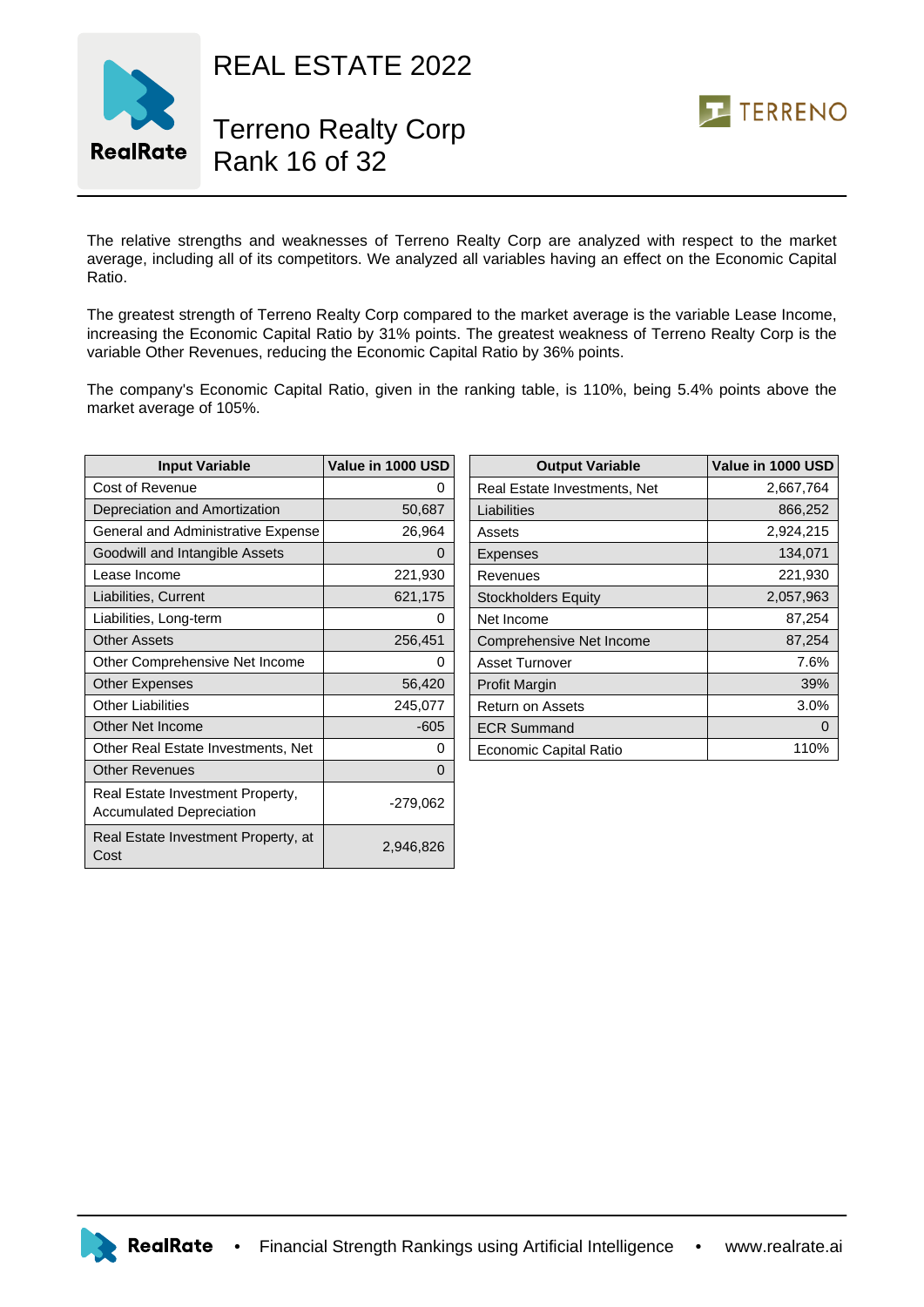# REAL ESTATE 2022

## Terreno Realty Corp
## Rank 16 of 32

The relative strengths and weaknesses of Terreno Realty Corp are analyzed with respect to the market average, including all of its competitors. We analyzed all variables having an effect on the Economic Capital Ratio.

The greatest strength of Terreno Realty Corp compared to the market average is the variable Lease Income, increasing the Economic Capital Ratio by 31% points. The greatest weakness of Terreno Realty Corp is the variable Other Revenues, reducing the Economic Capital Ratio by 36% points.

The company's Economic Capital Ratio, given in the ranking table, is 110%, being 5.4% points above the market average of 105%.

| Input Variable | Value in 1000 USD |
|---|---|
| Cost of Revenue | 0 |
| Depreciation and Amortization | 50,687 |
| General and Administrative Expense | 26,964 |
| Goodwill and Intangible Assets | 0 |
| Lease Income | 221,930 |
| Liabilities, Current | 621,175 |
| Liabilities, Long-term | 0 |
| Other Assets | 256,451 |
| Other Comprehensive Net Income | 0 |
| Other Expenses | 56,420 |
| Other Liabilities | 245,077 |
| Other Net Income | -605 |
| Other Real Estate Investments, Net | 0 |
| Other Revenues | 0 |
| Real Estate Investment Property, Accumulated Depreciation | -279,062 |
| Real Estate Investment Property, at Cost | 2,946,826 |

| Output Variable | Value in 1000 USD |
|---|---|
| Real Estate Investments, Net | 2,667,764 |
| Liabilities | 866,252 |
| Assets | 2,924,215 |
| Expenses | 134,071 |
| Revenues | 221,930 |
| Stockholders Equity | 2,057,963 |
| Net Income | 87,254 |
| Comprehensive Net Income | 87,254 |
| Asset Turnover | 7.6% |
| Profit Margin | 39% |
| Return on Assets | 3.0% |
| ECR Summand | 0 |
| Economic Capital Ratio | 110% |